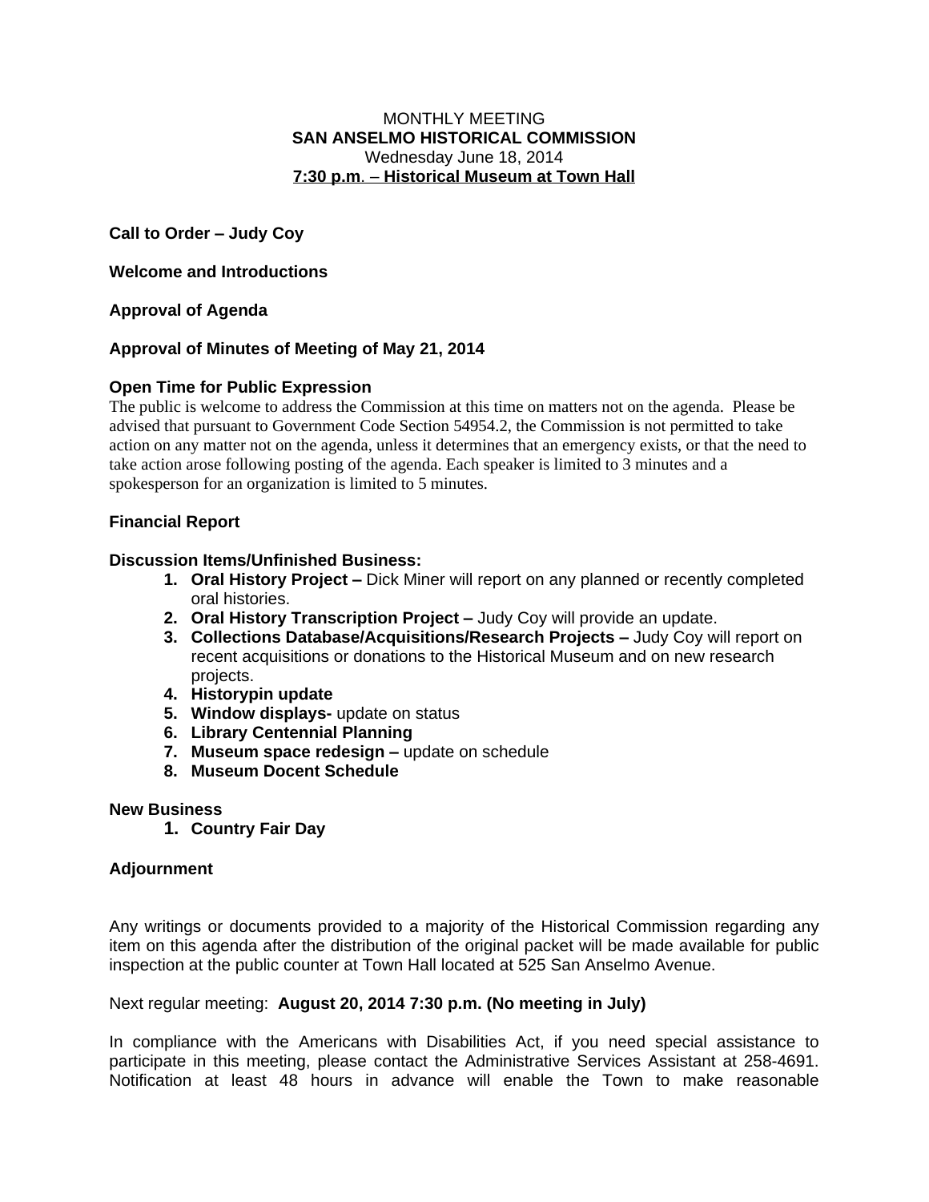MONTHLY MEETING

**SAN ANSELMO HISTORICAL COMMISSION**

Wednesday June 18, 2014

**7:30 p.m. – Historical Museum at Town Hall**

**Call to Order – Judy Coy**

**Welcome and Introductions**

**Approval of Agenda**

**Approval of Minutes of Meeting of May 21, 2014**

**Open Time for Public Expression**

The public is welcome to address the Commission at this time on matters not on the agenda. Please be advised that pursuant to Government Code Section 54954.2, the Commission is not permitted to take action on any matter not on the agenda, unless it determines that an emergency exists, or that the need to take action arose following posting of the agenda. Each speaker is limited to 3 minutes and a spokesperson for an organization is limited to 5 minutes.

**Financial Report**

**Discussion Items/Unfinished Business:**

1. **Oral History Project –** Dick Miner will report on any planned or recently completed oral histories.
2. **Oral History Transcription Project –** Judy Coy will provide an update.
3. **Collections Database/Acquisitions/Research Projects –** Judy Coy will report on recent acquisitions or donations to the Historical Museum and on new research projects.
4. **Historypin update**
5. **Window displays-** update on status
6. **Library Centennial Planning**
7. **Museum space redesign –** update on schedule
8. **Museum Docent Schedule**

**New Business**

1. **Country Fair Day**

**Adjournment**

Any writings or documents provided to a majority of the Historical Commission regarding any item on this agenda after the distribution of the original packet will be made available for public inspection at the public counter at Town Hall located at 525 San Anselmo Avenue.

Next regular meeting: **August 20, 2014 7:30 p.m. (No meeting in July)**

In compliance with the Americans with Disabilities Act, if you need special assistance to participate in this meeting, please contact the Administrative Services Assistant at 258-4691. Notification at least 48 hours in advance will enable the Town to make reasonable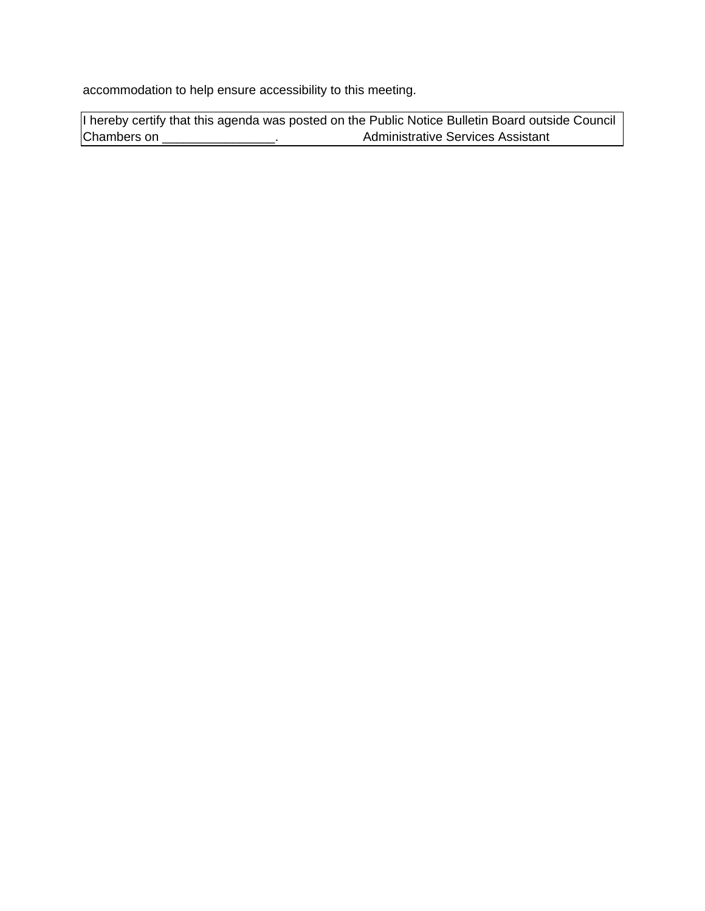accommodation to help ensure accessibility to this meeting.

| |
|---|
| I hereby certify that this agenda was posted on the Public Notice Bulletin Board outside Council Chambers on ________________.                    Administrative Services Assistant |